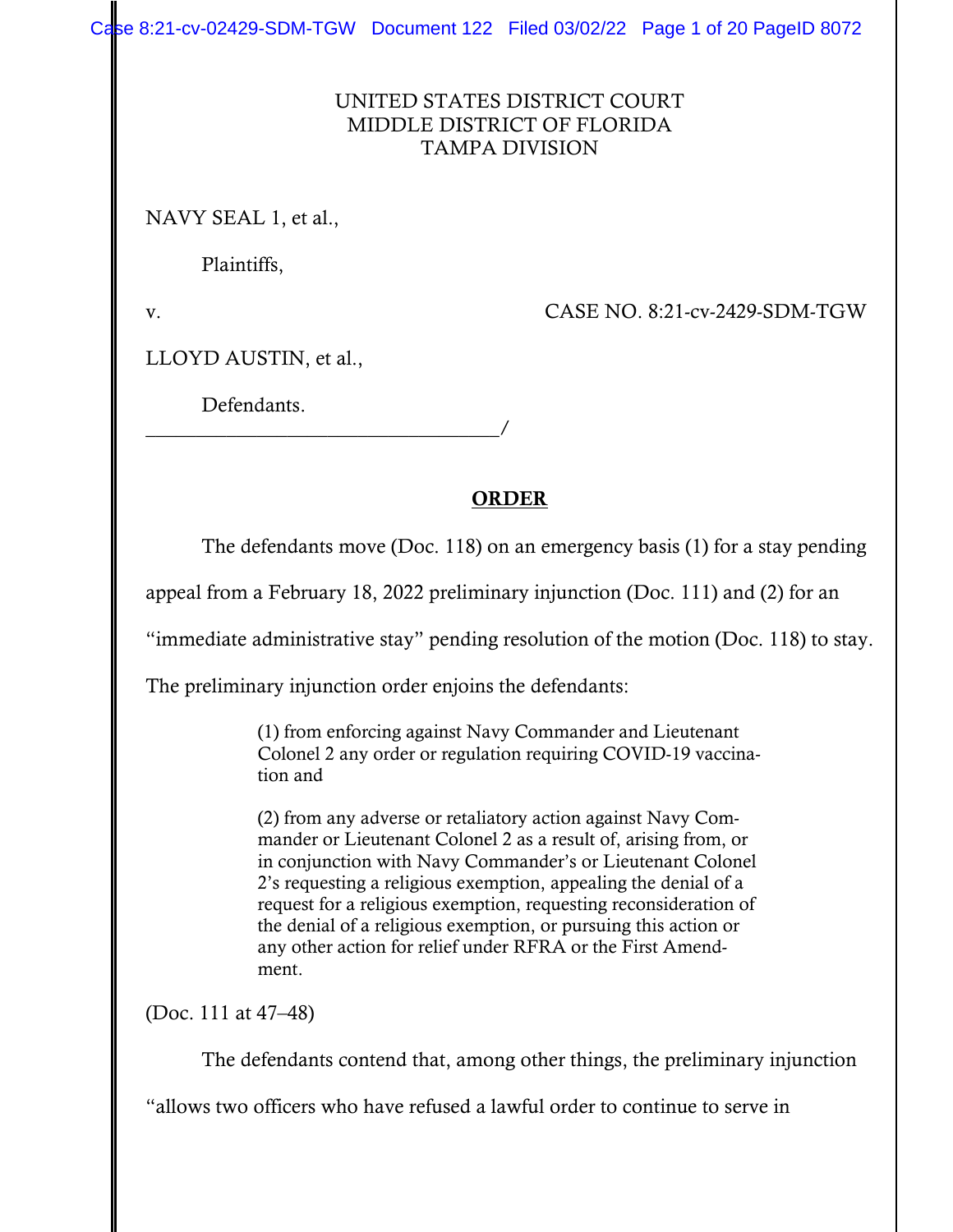UNITED STATES DISTRICT COURT
MIDDLE DISTRICT OF FLORIDA
TAMPA DIVISION

NAVY SEAL 1, et al.,

Plaintiffs,

v. CASE NO. 8:21-cv-2429-SDM-TGW

LLOYD AUSTIN, et al.,

Defendants.
___________________________________/

# ORDER

The defendants move (Doc. 118) on an emergency basis (1) for a stay pending appeal from a February 18, 2022 preliminary injunction (Doc. 111) and (2) for an "immediate administrative stay" pending resolution of the motion (Doc. 118) to stay. The preliminary injunction order enjoins the defendants:

> (1) from enforcing against Navy Commander and Lieutenant Colonel 2 any order or regulation requiring COVID-19 vaccination and
>
> (2) from any adverse or retaliatory action against Navy Commander or Lieutenant Colonel 2 as a result of, arising from, or in conjunction with Navy Commander's or Lieutenant Colonel 2's requesting a religious exemption, appealing the denial of a request for a religious exemption, requesting reconsideration of the denial of a religious exemption, or pursuing this action or any other action for relief under RFRA or the First Amendment.

(Doc. 111 at 47–48)

The defendants contend that, among other things, the preliminary injunction "allows two officers who have refused a lawful order to continue to serve in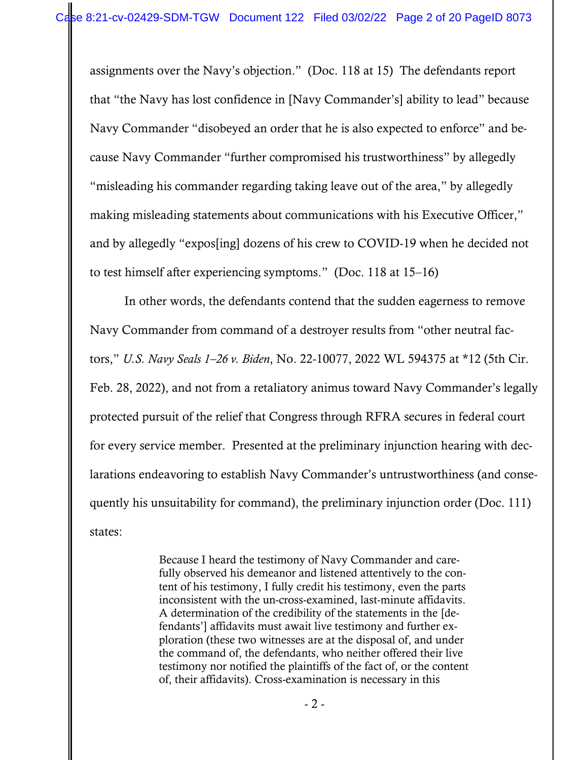assignments over the Navy's objection." (Doc. 118 at 15) The defendants report that "the Navy has lost confidence in [Navy Commander's] ability to lead" because Navy Commander "disobeyed an order that he is also expected to enforce" and because Navy Commander "further compromised his trustworthiness" by allegedly "misleading his commander regarding taking leave out of the area," by allegedly making misleading statements about communications with his Executive Officer," and by allegedly "expos[ing] dozens of his crew to COVID-19 when he decided not to test himself after experiencing symptoms." (Doc. 118 at 15–16)

In other words, the defendants contend that the sudden eagerness to remove Navy Commander from command of a destroyer results from "other neutral factors," *U.S. Navy Seals 1–26 v. Biden*, No. 22-10077, 2022 WL 594375 at *12 (5th Cir. Feb. 28, 2022), and not from a retaliatory animus toward Navy Commander's legally protected pursuit of the relief that Congress through RFRA secures in federal court for every service member. Presented at the preliminary injunction hearing with declarations endeavoring to establish Navy Commander's untrustworthiness (and consequently his unsuitability for command), the preliminary injunction order (Doc. 111) states:

> Because I heard the testimony of Navy Commander and carefully observed his demeanor and listened attentively to the content of his testimony, I fully credit his testimony, even the parts inconsistent with the un-cross-examined, last-minute affidavits. A determination of the credibility of the statements in the [defendants'] affidavits must await live testimony and further exploration (these two witnesses are at the disposal of, and under the command of, the defendants, who neither offered their live testimony nor notified the plaintiffs of the fact of, or the content of, their affidavits). Cross-examination is necessary in this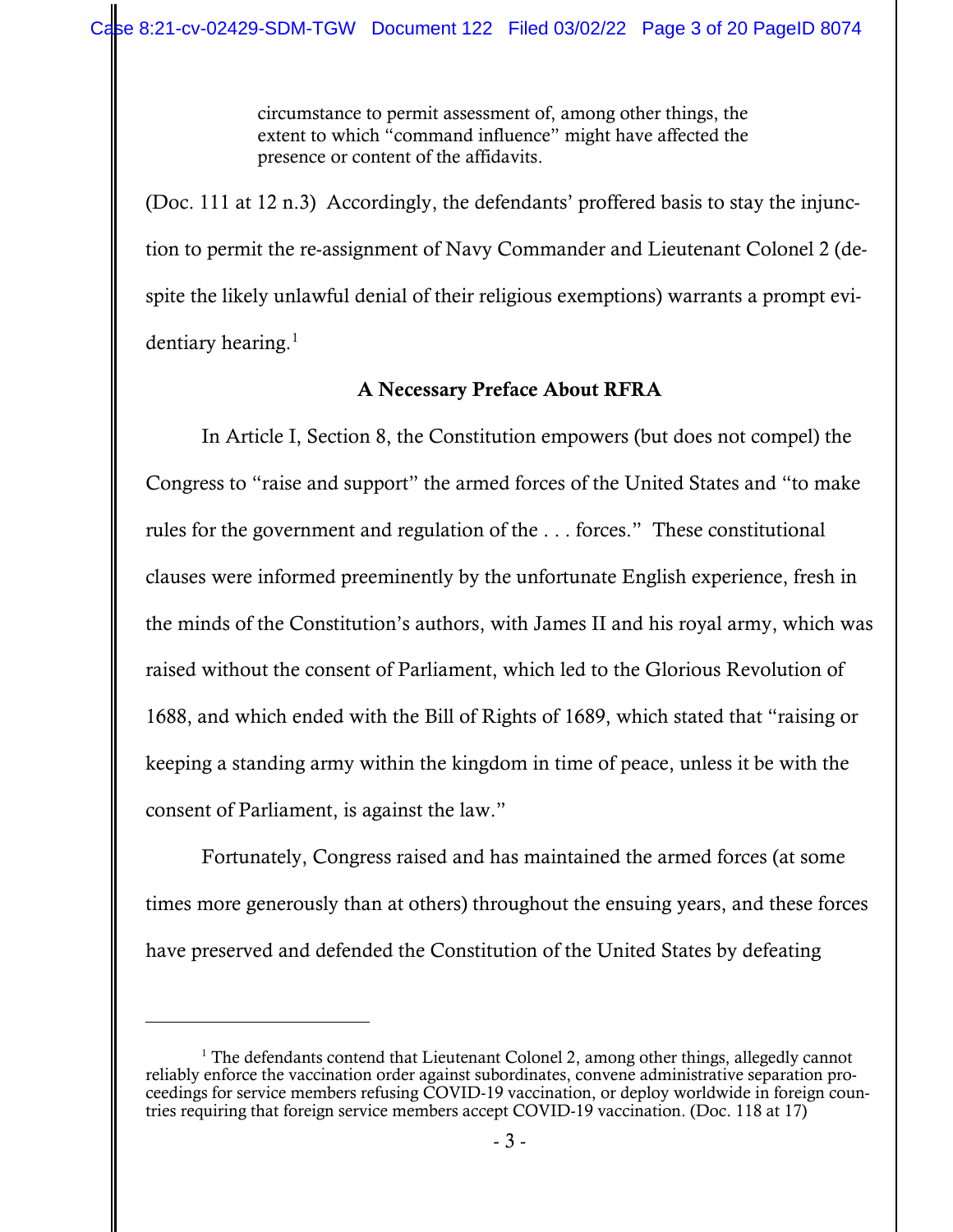> circumstance to permit assessment of, among other things, the extent to which "command influence" might have affected the presence or content of the affidavits.

(Doc. 111 at 12 n.3) Accordingly, the defendants' proffered basis to stay the injunction to permit the re-assignment of Navy Commander and Lieutenant Colonel 2 (despite the likely unlawful denial of their religious exemptions) warrants a prompt evidentiary hearing.[1]

### A Necessary Preface About RFRA

In Article I, Section 8, the Constitution empowers (but does not compel) the Congress to "raise and support" the armed forces of the United States and "to make rules for the government and regulation of the . . . forces." These constitutional clauses were informed preeminently by the unfortunate English experience, fresh in the minds of the Constitution's authors, with James II and his royal army, which was raised without the consent of Parliament, which led to the Glorious Revolution of 1688, and which ended with the Bill of Rights of 1689, which stated that "raising or keeping a standing army within the kingdom in time of peace, unless it be with the consent of Parliament, is against the law."

Fortunately, Congress raised and has maintained the armed forces (at some times more generously than at others) throughout the ensuing years, and these forces have preserved and defended the Constitution of the United States by defeating

---

[1] The defendants contend that Lieutenant Colonel 2, among other things, allegedly cannot reliably enforce the vaccination order against subordinates, convene administrative separation proceedings for service members refusing COVID-19 vaccination, or deploy worldwide in foreign countries requiring that foreign service members accept COVID-19 vaccination. (Doc. 118 at 17)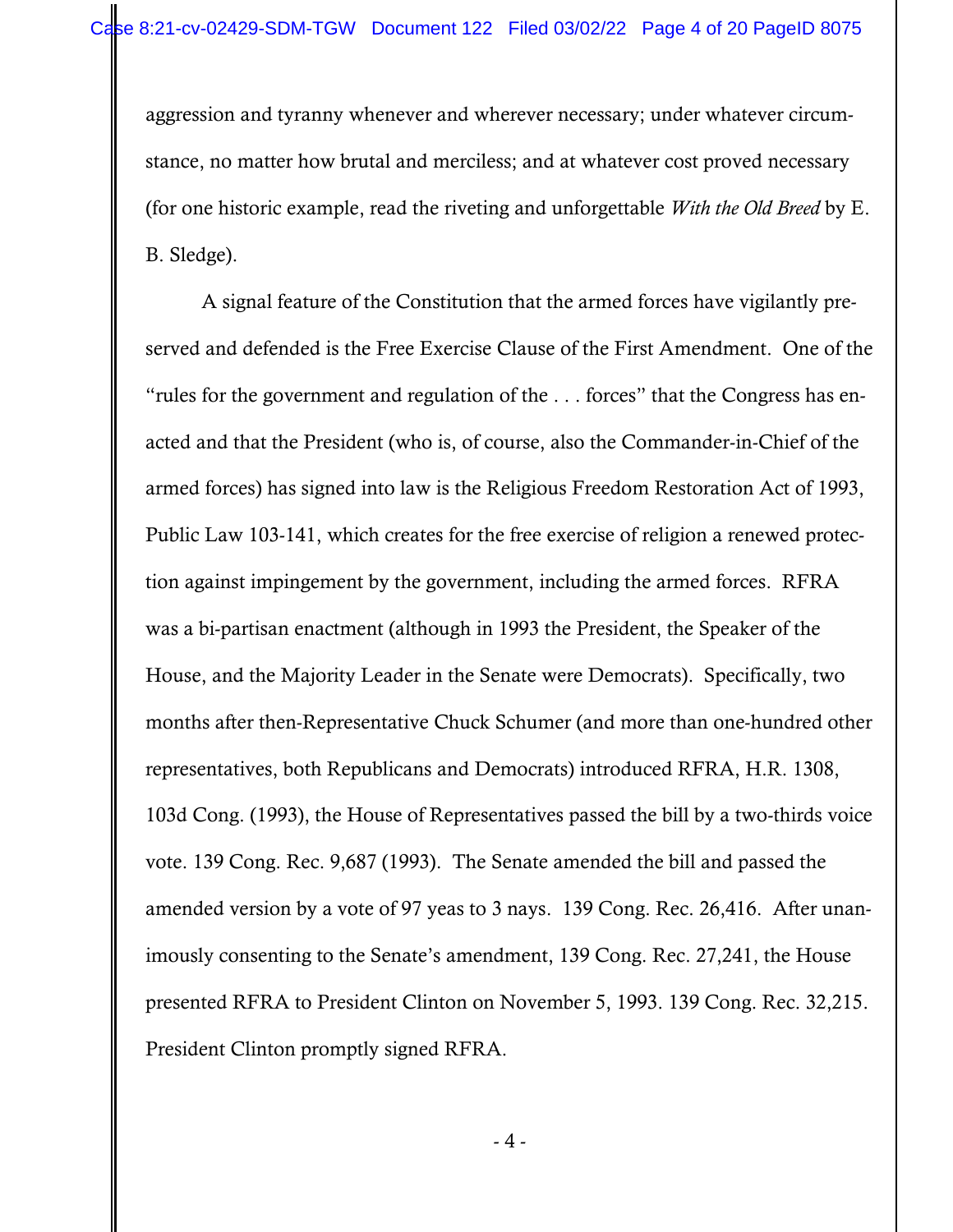aggression and tyranny whenever and wherever necessary; under whatever circumstance, no matter how brutal and merciless; and at whatever cost proved necessary (for one historic example, read the riveting and unforgettable *With the Old Breed* by E. B. Sledge).

A signal feature of the Constitution that the armed forces have vigilantly preserved and defended is the Free Exercise Clause of the First Amendment. One of the "rules for the government and regulation of the . . . forces" that the Congress has enacted and that the President (who is, of course, also the Commander-in-Chief of the armed forces) has signed into law is the Religious Freedom Restoration Act of 1993, Public Law 103-141, which creates for the free exercise of religion a renewed protection against impingement by the government, including the armed forces. RFRA was a bi-partisan enactment (although in 1993 the President, the Speaker of the House, and the Majority Leader in the Senate were Democrats). Specifically, two months after then-Representative Chuck Schumer (and more than one-hundred other representatives, both Republicans and Democrats) introduced RFRA, H.R. 1308, 103d Cong. (1993), the House of Representatives passed the bill by a two-thirds voice vote. 139 Cong. Rec. 9,687 (1993). The Senate amended the bill and passed the amended version by a vote of 97 yeas to 3 nays. 139 Cong. Rec. 26,416. After unanimously consenting to the Senate's amendment, 139 Cong. Rec. 27,241, the House presented RFRA to President Clinton on November 5, 1993. 139 Cong. Rec. 32,215. President Clinton promptly signed RFRA.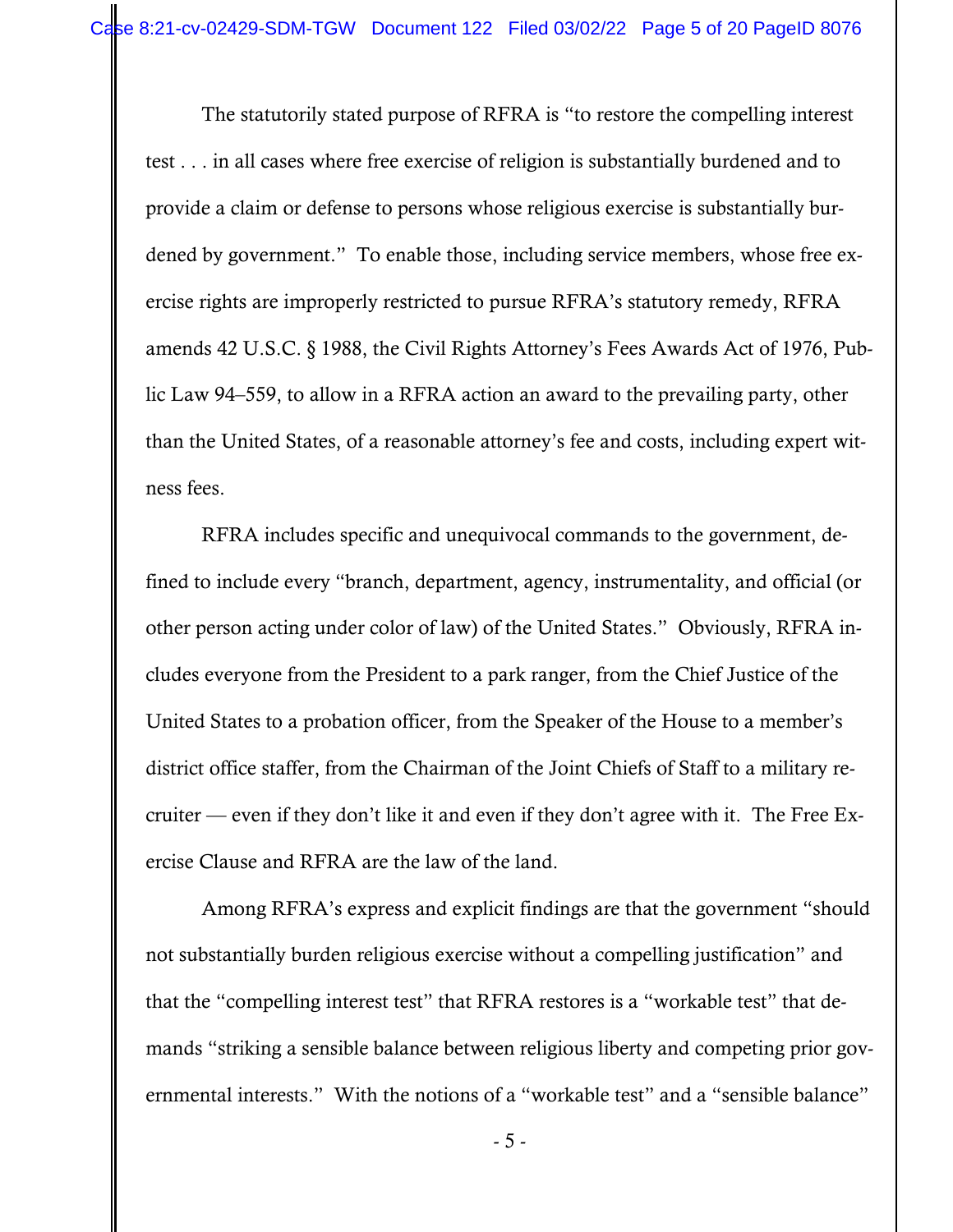The statutorily stated purpose of RFRA is "to restore the compelling interest test . . . in all cases where free exercise of religion is substantially burdened and to provide a claim or defense to persons whose religious exercise is substantially burdened by government." To enable those, including service members, whose free exercise rights are improperly restricted to pursue RFRA's statutory remedy, RFRA amends 42 U.S.C. § 1988, the Civil Rights Attorney's Fees Awards Act of 1976, Public Law 94–559, to allow in a RFRA action an award to the prevailing party, other than the United States, of a reasonable attorney's fee and costs, including expert witness fees.

RFRA includes specific and unequivocal commands to the government, defined to include every "branch, department, agency, instrumentality, and official (or other person acting under color of law) of the United States." Obviously, RFRA includes everyone from the President to a park ranger, from the Chief Justice of the United States to a probation officer, from the Speaker of the House to a member's district office staffer, from the Chairman of the Joint Chiefs of Staff to a military recruiter — even if they don't like it and even if they don't agree with it. The Free Exercise Clause and RFRA are the law of the land.

Among RFRA's express and explicit findings are that the government "should not substantially burden religious exercise without a compelling justification" and that the "compelling interest test" that RFRA restores is a "workable test" that demands "striking a sensible balance between religious liberty and competing prior governmental interests." With the notions of a "workable test" and a "sensible balance"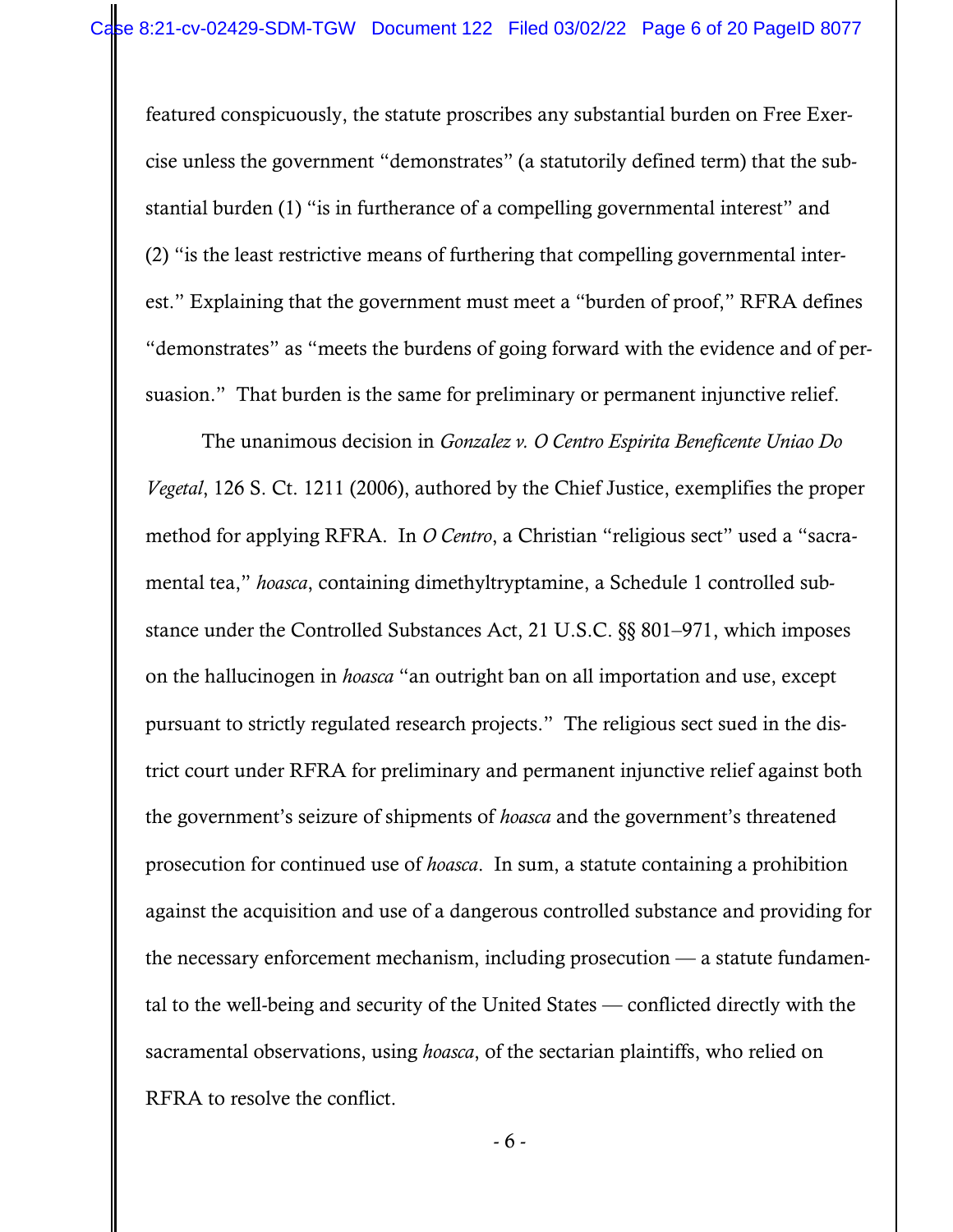featured conspicuously, the statute proscribes any substantial burden on Free Exercise unless the government "demonstrates" (a statutorily defined term) that the substantial burden (1) "is in furtherance of a compelling governmental interest" and (2) "is the least restrictive means of furthering that compelling governmental interest." Explaining that the government must meet a "burden of proof," RFRA defines "demonstrates" as "meets the burdens of going forward with the evidence and of persuasion." That burden is the same for preliminary or permanent injunctive relief.

The unanimous decision in *Gonzalez v. O Centro Espirita Beneficente Uniao Do Vegetal*, 126 S. Ct. 1211 (2006), authored by the Chief Justice, exemplifies the proper method for applying RFRA. In *O Centro*, a Christian "religious sect" used a "sacramental tea," *hoasca*, containing dimethyltryptamine, a Schedule 1 controlled substance under the Controlled Substances Act, 21 U.S.C. §§ 801–971, which imposes on the hallucinogen in *hoasca* "an outright ban on all importation and use, except pursuant to strictly regulated research projects." The religious sect sued in the district court under RFRA for preliminary and permanent injunctive relief against both the government's seizure of shipments of *hoasca* and the government's threatened prosecution for continued use of *hoasca*. In sum, a statute containing a prohibition against the acquisition and use of a dangerous controlled substance and providing for the necessary enforcement mechanism, including prosecution — a statute fundamental to the well-being and security of the United States — conflicted directly with the sacramental observations, using *hoasca*, of the sectarian plaintiffs, who relied on RFRA to resolve the conflict.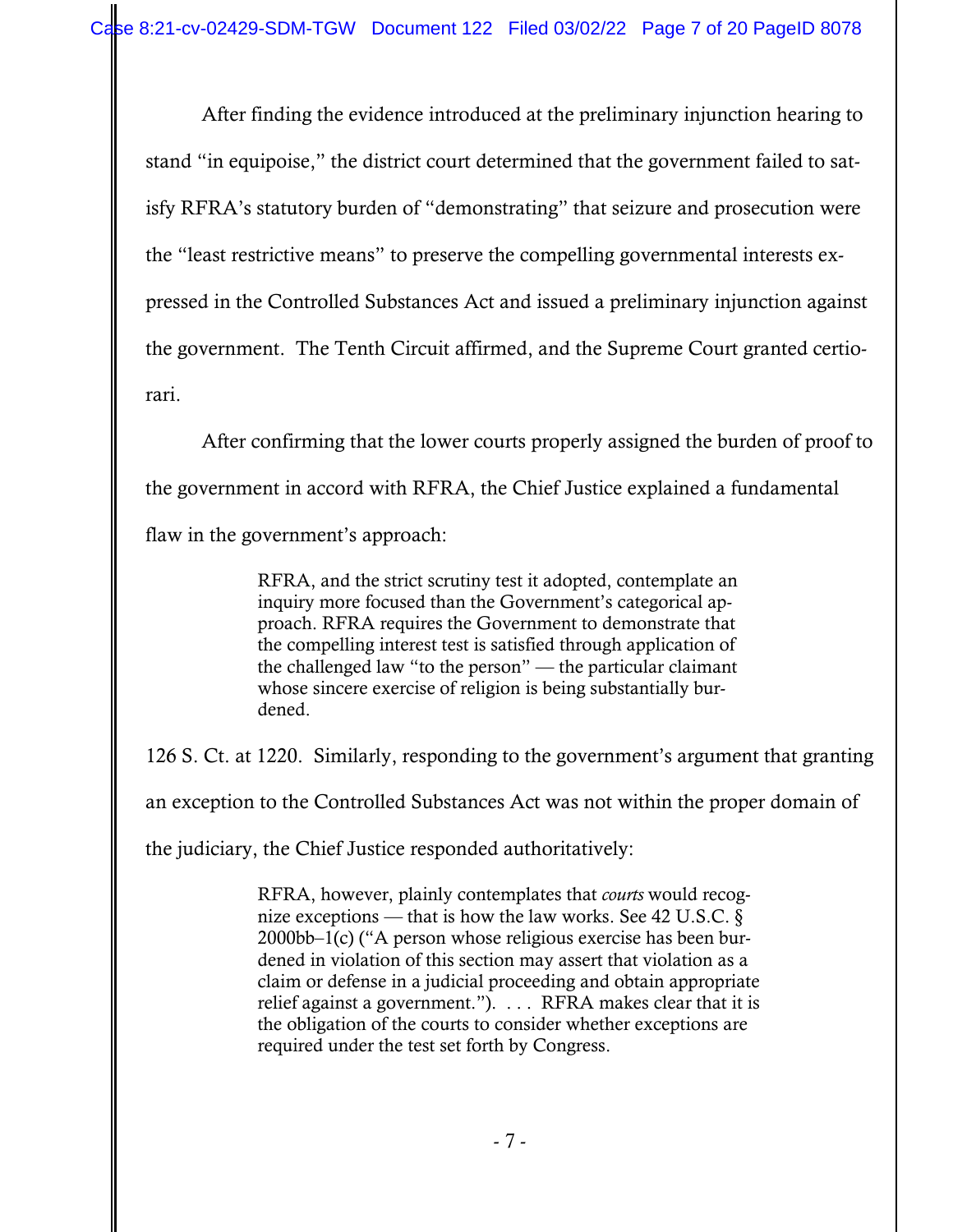After finding the evidence introduced at the preliminary injunction hearing to stand "in equipoise," the district court determined that the government failed to satisfy RFRA's statutory burden of "demonstrating" that seizure and prosecution were the "least restrictive means" to preserve the compelling governmental interests expressed in the Controlled Substances Act and issued a preliminary injunction against the government. The Tenth Circuit affirmed, and the Supreme Court granted certiorari.

After confirming that the lower courts properly assigned the burden of proof to the government in accord with RFRA, the Chief Justice explained a fundamental flaw in the government's approach:

> RFRA, and the strict scrutiny test it adopted, contemplate an inquiry more focused than the Government's categorical approach. RFRA requires the Government to demonstrate that the compelling interest test is satisfied through application of the challenged law "to the person" — the particular claimant whose sincere exercise of religion is being substantially burdened.

126 S. Ct. at 1220. Similarly, responding to the government's argument that granting an exception to the Controlled Substances Act was not within the proper domain of the judiciary, the Chief Justice responded authoritatively:

> RFRA, however, plainly contemplates that *courts* would recognize exceptions — that is how the law works. See 42 U.S.C. § 2000bb–1(c) ("A person whose religious exercise has been burdened in violation of this section may assert that violation as a claim or defense in a judicial proceeding and obtain appropriate relief against a government."). . . . RFRA makes clear that it is the obligation of the courts to consider whether exceptions are required under the test set forth by Congress.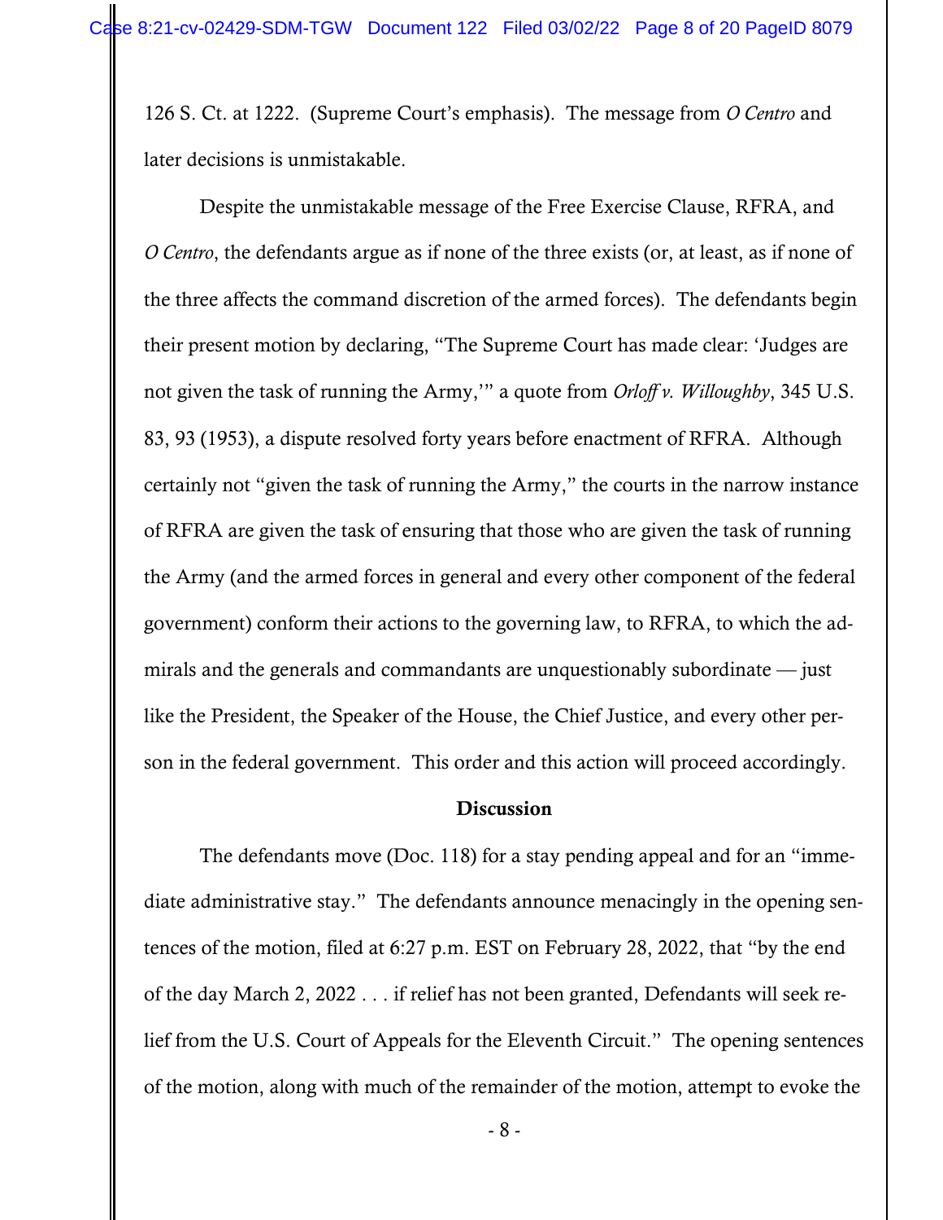126 S. Ct. at 1222. (Supreme Court's emphasis). The message from *O Centro* and later decisions is unmistakable.

Despite the unmistakable message of the Free Exercise Clause, RFRA, and *O Centro*, the defendants argue as if none of the three exists (or, at least, as if none of the three affects the command discretion of the armed forces). The defendants begin their present motion by declaring, "The Supreme Court has made clear: 'Judges are not given the task of running the Army,'" a quote from *Orloff v. Willoughby*, 345 U.S. 83, 93 (1953), a dispute resolved forty years before enactment of RFRA. Although certainly not "given the task of running the Army," the courts in the narrow instance of RFRA are given the task of ensuring that those who are given the task of running the Army (and the armed forces in general and every other component of the federal government) conform their actions to the governing law, to RFRA, to which the admirals and the generals and commandants are unquestionably subordinate — just like the President, the Speaker of the House, the Chief Justice, and every other person in the federal government. This order and this action will proceed accordingly.

**Discussion**

The defendants move (Doc. 118) for a stay pending appeal and for an "immediate administrative stay." The defendants announce menacingly in the opening sentences of the motion, filed at 6:27 p.m. EST on February 28, 2022, that "by the end of the day March 2, 2022 . . . if relief has not been granted, Defendants will seek relief from the U.S. Court of Appeals for the Eleventh Circuit." The opening sentences of the motion, along with much of the remainder of the motion, attempt to evoke the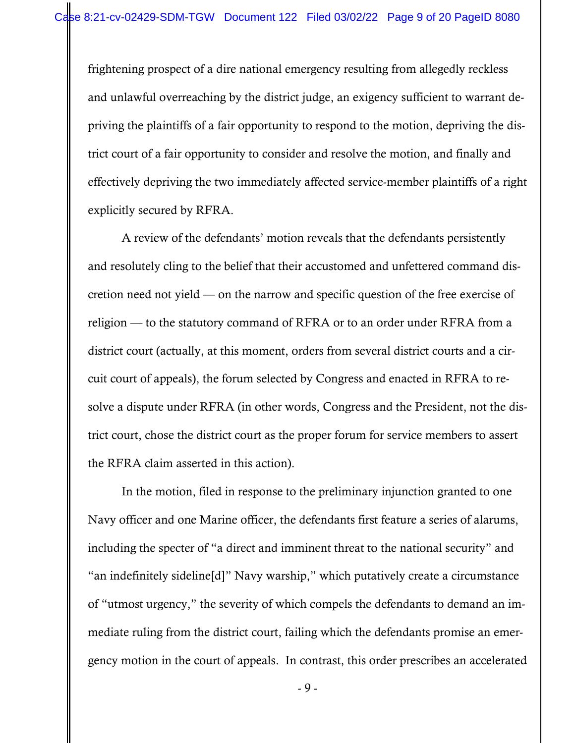frightening prospect of a dire national emergency resulting from allegedly reckless and unlawful overreaching by the district judge, an exigency sufficient to warrant depriving the plaintiffs of a fair opportunity to respond to the motion, depriving the district court of a fair opportunity to consider and resolve the motion, and finally and effectively depriving the two immediately affected service-member plaintiffs of a right explicitly secured by RFRA.

A review of the defendants' motion reveals that the defendants persistently and resolutely cling to the belief that their accustomed and unfettered command discretion need not yield — on the narrow and specific question of the free exercise of religion — to the statutory command of RFRA or to an order under RFRA from a district court (actually, at this moment, orders from several district courts and a circuit court of appeals), the forum selected by Congress and enacted in RFRA to resolve a dispute under RFRA (in other words, Congress and the President, not the district court, chose the district court as the proper forum for service members to assert the RFRA claim asserted in this action).

In the motion, filed in response to the preliminary injunction granted to one Navy officer and one Marine officer, the defendants first feature a series of alarums, including the specter of "a direct and imminent threat to the national security" and "an indefinitely sideline[d]" Navy warship," which putatively create a circumstance of "utmost urgency," the severity of which compels the defendants to demand an immediate ruling from the district court, failing which the defendants promise an emergency motion in the court of appeals. In contrast, this order prescribes an accelerated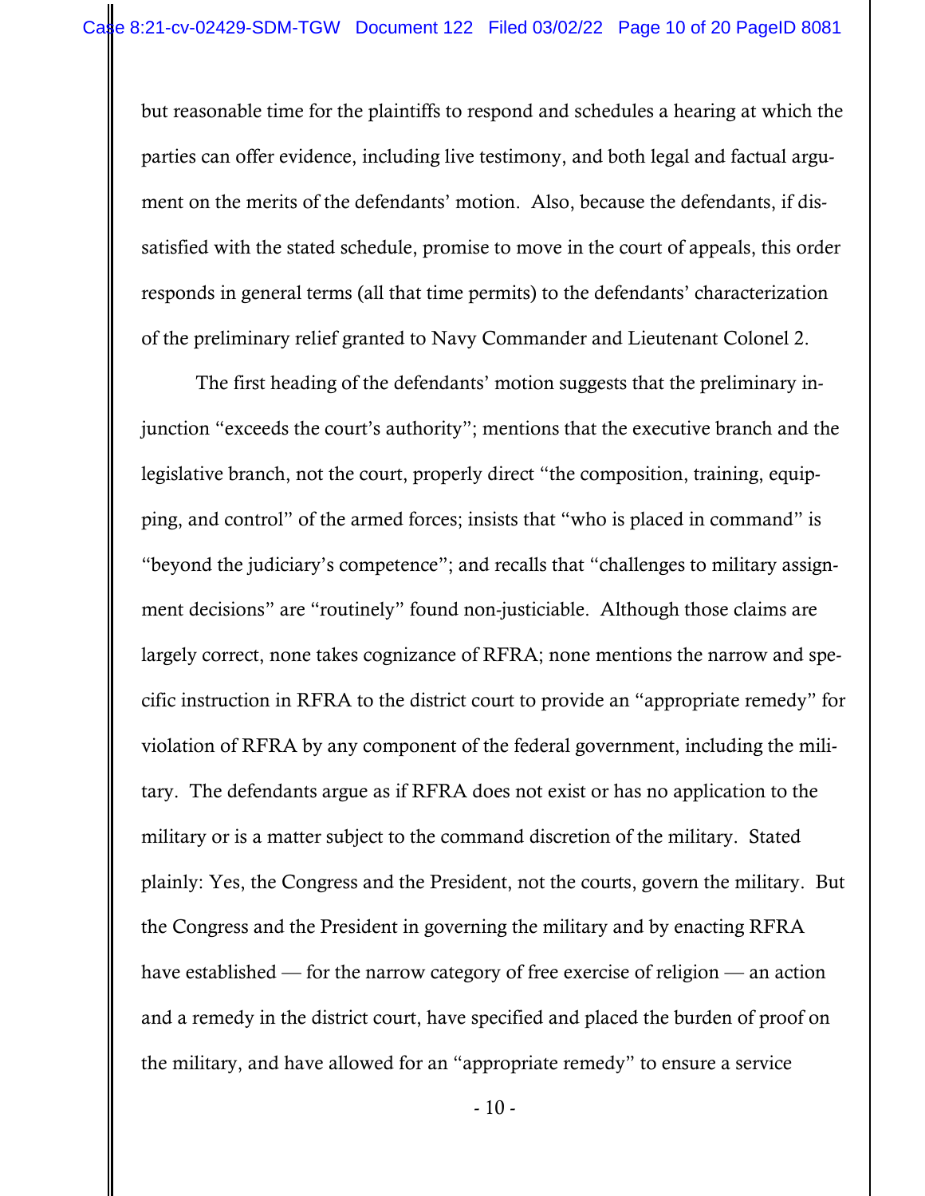but reasonable time for the plaintiffs to respond and schedules a hearing at which the parties can offer evidence, including live testimony, and both legal and factual argument on the merits of the defendants' motion. Also, because the defendants, if dissatisfied with the stated schedule, promise to move in the court of appeals, this order responds in general terms (all that time permits) to the defendants' characterization of the preliminary relief granted to Navy Commander and Lieutenant Colonel 2.

The first heading of the defendants' motion suggests that the preliminary injunction "exceeds the court's authority"; mentions that the executive branch and the legislative branch, not the court, properly direct "the composition, training, equipping, and control" of the armed forces; insists that "who is placed in command" is "beyond the judiciary's competence"; and recalls that "challenges to military assignment decisions" are "routinely" found non-justiciable. Although those claims are largely correct, none takes cognizance of RFRA; none mentions the narrow and specific instruction in RFRA to the district court to provide an "appropriate remedy" for violation of RFRA by any component of the federal government, including the military. The defendants argue as if RFRA does not exist or has no application to the military or is a matter subject to the command discretion of the military. Stated plainly: Yes, the Congress and the President, not the courts, govern the military. But the Congress and the President in governing the military and by enacting RFRA have established — for the narrow category of free exercise of religion — an action and a remedy in the district court, have specified and placed the burden of proof on the military, and have allowed for an "appropriate remedy" to ensure a service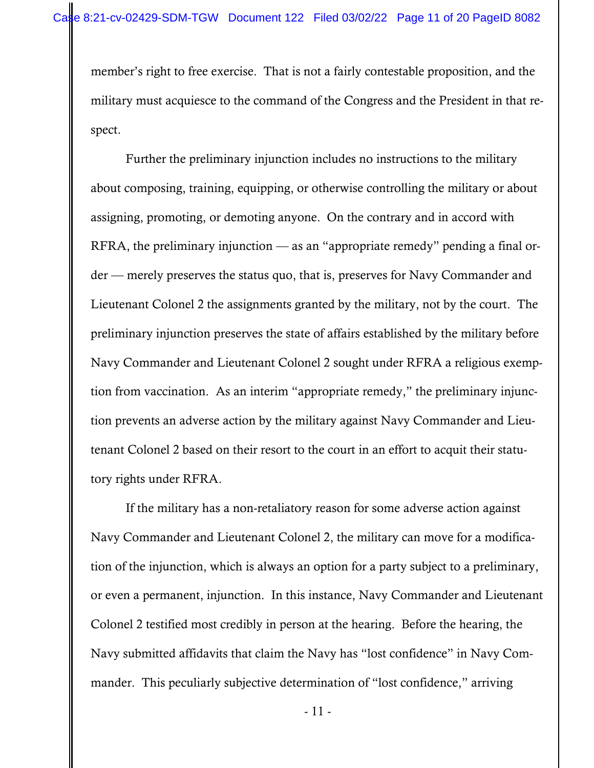member's right to free exercise. That is not a fairly contestable proposition, and the military must acquiesce to the command of the Congress and the President in that respect.

Further the preliminary injunction includes no instructions to the military about composing, training, equipping, or otherwise controlling the military or about assigning, promoting, or demoting anyone. On the contrary and in accord with RFRA, the preliminary injunction — as an "appropriate remedy" pending a final order — merely preserves the status quo, that is, preserves for Navy Commander and Lieutenant Colonel 2 the assignments granted by the military, not by the court. The preliminary injunction preserves the state of affairs established by the military before Navy Commander and Lieutenant Colonel 2 sought under RFRA a religious exemption from vaccination. As an interim "appropriate remedy," the preliminary injunction prevents an adverse action by the military against Navy Commander and Lieutenant Colonel 2 based on their resort to the court in an effort to acquit their statutory rights under RFRA.

If the military has a non-retaliatory reason for some adverse action against Navy Commander and Lieutenant Colonel 2, the military can move for a modification of the injunction, which is always an option for a party subject to a preliminary, or even a permanent, injunction. In this instance, Navy Commander and Lieutenant Colonel 2 testified most credibly in person at the hearing. Before the hearing, the Navy submitted affidavits that claim the Navy has "lost confidence" in Navy Commander. This peculiarly subjective determination of "lost confidence," arriving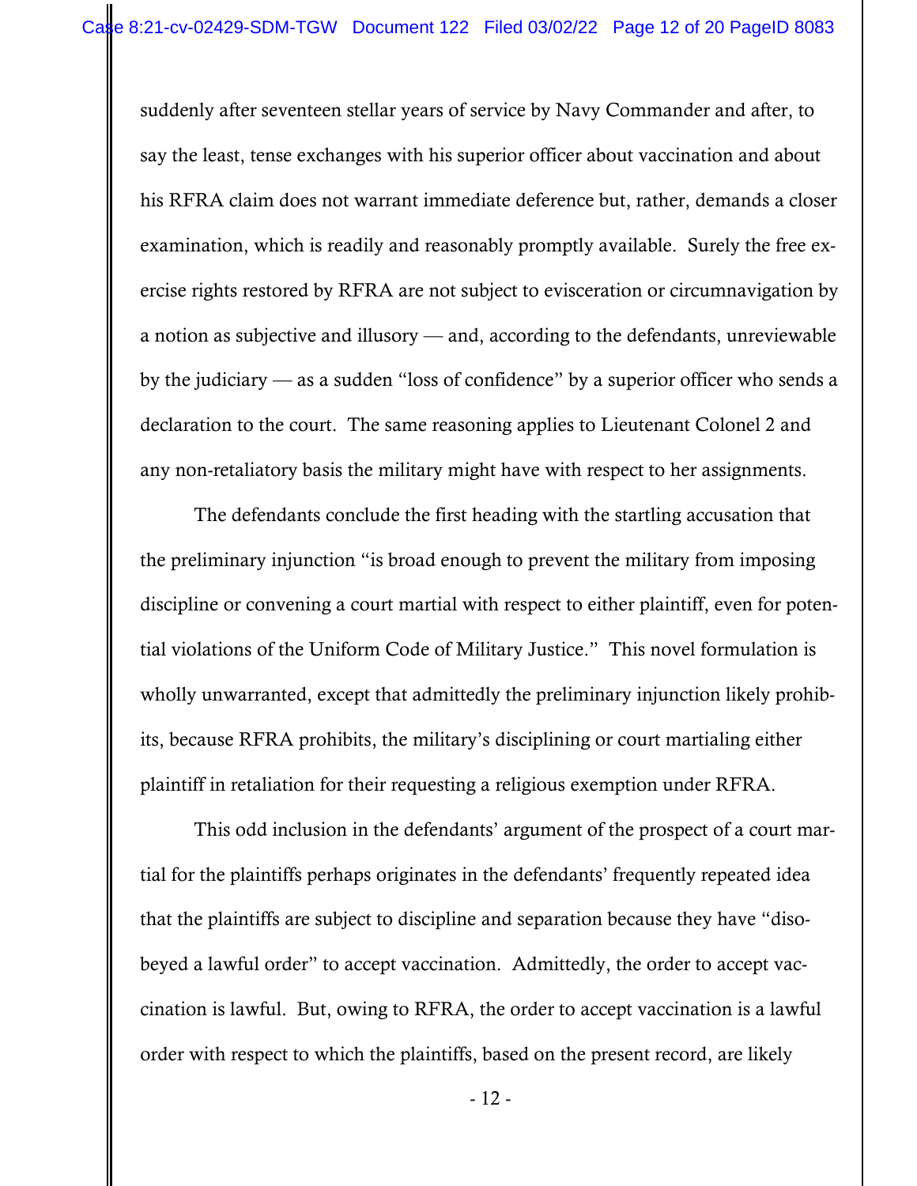suddenly after seventeen stellar years of service by Navy Commander and after, to say the least, tense exchanges with his superior officer about vaccination and about his RFRA claim does not warrant immediate deference but, rather, demands a closer examination, which is readily and reasonably promptly available. Surely the free exercise rights restored by RFRA are not subject to evisceration or circumnavigation by a notion as subjective and illusory — and, according to the defendants, unreviewable by the judiciary — as a sudden "loss of confidence" by a superior officer who sends a declaration to the court. The same reasoning applies to Lieutenant Colonel 2 and any non-retaliatory basis the military might have with respect to her assignments.

The defendants conclude the first heading with the startling accusation that the preliminary injunction "is broad enough to prevent the military from imposing discipline or convening a court martial with respect to either plaintiff, even for potential violations of the Uniform Code of Military Justice." This novel formulation is wholly unwarranted, except that admittedly the preliminary injunction likely prohibits, because RFRA prohibits, the military's disciplining or court martialing either plaintiff in retaliation for their requesting a religious exemption under RFRA.

This odd inclusion in the defendants' argument of the prospect of a court martial for the plaintiffs perhaps originates in the defendants' frequently repeated idea that the plaintiffs are subject to discipline and separation because they have "disobeyed a lawful order" to accept vaccination. Admittedly, the order to accept vaccination is lawful. But, owing to RFRA, the order to accept vaccination is a lawful order with respect to which the plaintiffs, based on the present record, are likely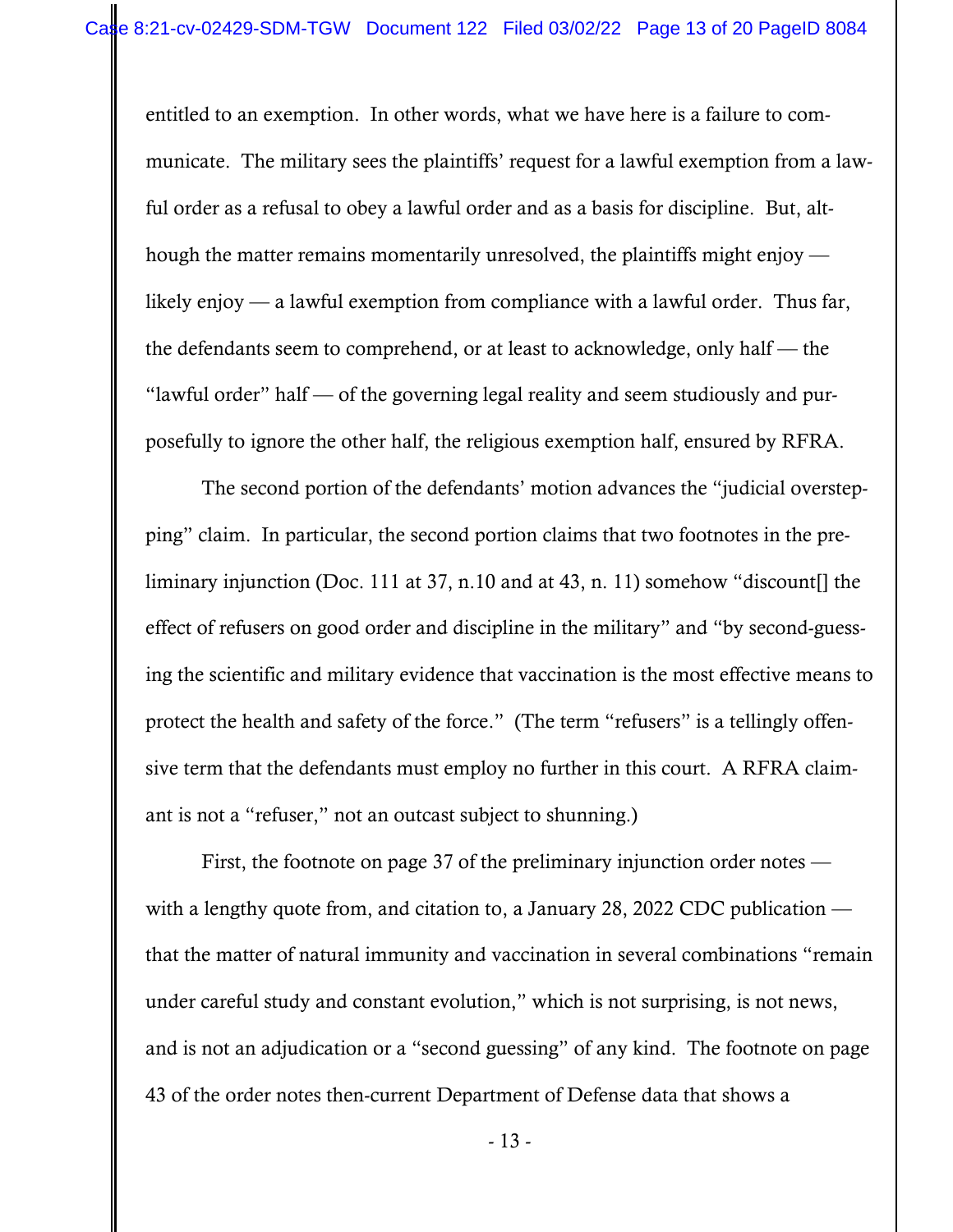entitled to an exemption. In other words, what we have here is a failure to communicate. The military sees the plaintiffs' request for a lawful exemption from a lawful order as a refusal to obey a lawful order and as a basis for discipline. But, although the matter remains momentarily unresolved, the plaintiffs might enjoy — likely enjoy — a lawful exemption from compliance with a lawful order. Thus far, the defendants seem to comprehend, or at least to acknowledge, only half — the "lawful order" half — of the governing legal reality and seem studiously and purposefully to ignore the other half, the religious exemption half, ensured by RFRA.

The second portion of the defendants' motion advances the "judicial overstepping" claim. In particular, the second portion claims that two footnotes in the preliminary injunction (Doc. 111 at 37, n.10 and at 43, n. 11) somehow "discount[] the effect of refusers on good order and discipline in the military" and "by second-guessing the scientific and military evidence that vaccination is the most effective means to protect the health and safety of the force." (The term "refusers" is a tellingly offensive term that the defendants must employ no further in this court. A RFRA claimant is not a "refuser," not an outcast subject to shunning.)

First, the footnote on page 37 of the preliminary injunction order notes — with a lengthy quote from, and citation to, a January 28, 2022 CDC publication — that the matter of natural immunity and vaccination in several combinations "remain under careful study and constant evolution," which is not surprising, is not news, and is not an adjudication or a "second guessing" of any kind. The footnote on page 43 of the order notes then-current Department of Defense data that shows a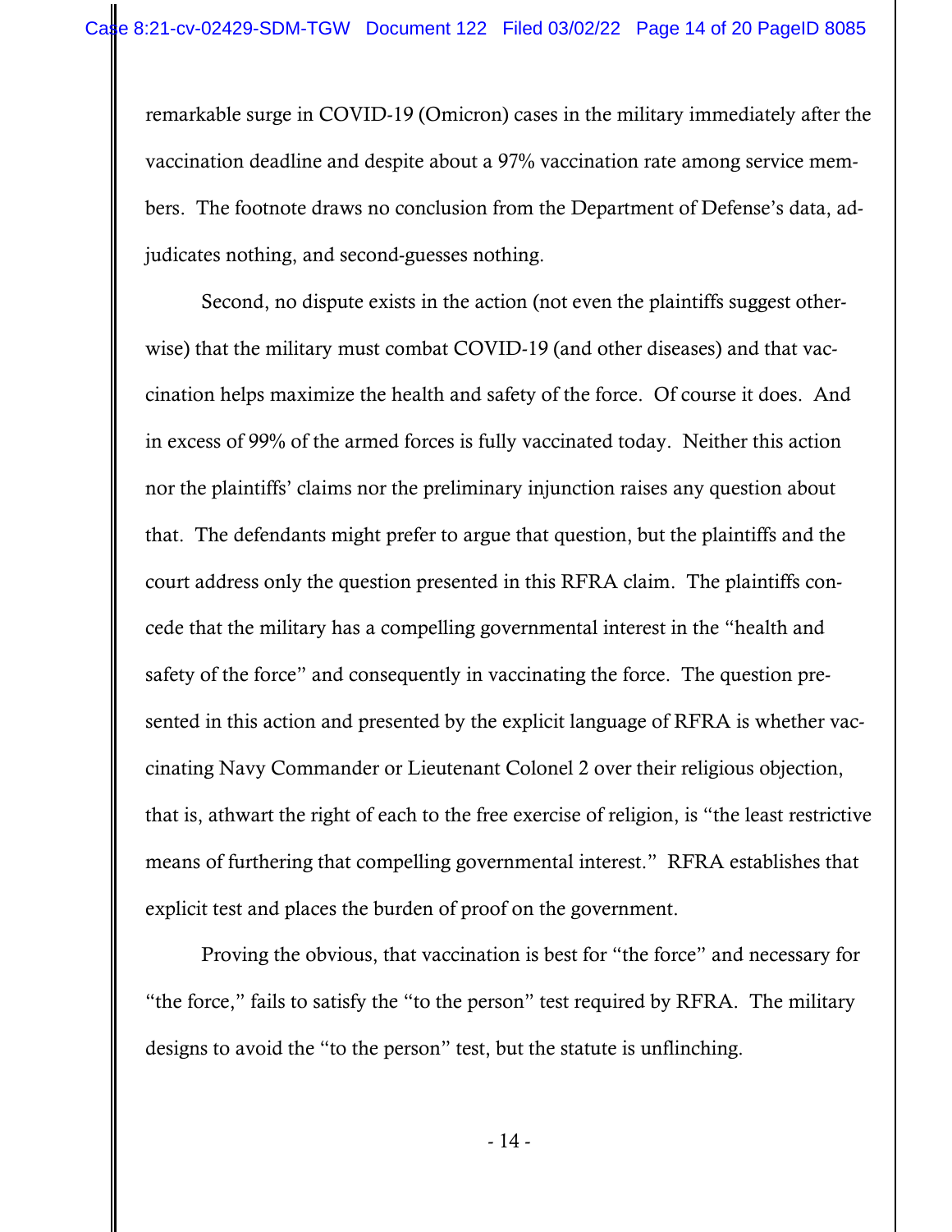remarkable surge in COVID-19 (Omicron) cases in the military immediately after the vaccination deadline and despite about a 97% vaccination rate among service members. The footnote draws no conclusion from the Department of Defense's data, adjudicates nothing, and second-guesses nothing.

Second, no dispute exists in the action (not even the plaintiffs suggest otherwise) that the military must combat COVID-19 (and other diseases) and that vaccination helps maximize the health and safety of the force. Of course it does. And in excess of 99% of the armed forces is fully vaccinated today. Neither this action nor the plaintiffs' claims nor the preliminary injunction raises any question about that. The defendants might prefer to argue that question, but the plaintiffs and the court address only the question presented in this RFRA claim. The plaintiffs concede that the military has a compelling governmental interest in the "health and safety of the force" and consequently in vaccinating the force. The question presented in this action and presented by the explicit language of RFRA is whether vaccinating Navy Commander or Lieutenant Colonel 2 over their religious objection, that is, athwart the right of each to the free exercise of religion, is "the least restrictive means of furthering that compelling governmental interest." RFRA establishes that explicit test and places the burden of proof on the government.

Proving the obvious, that vaccination is best for "the force" and necessary for "the force," fails to satisfy the "to the person" test required by RFRA. The military designs to avoid the "to the person" test, but the statute is unflinching.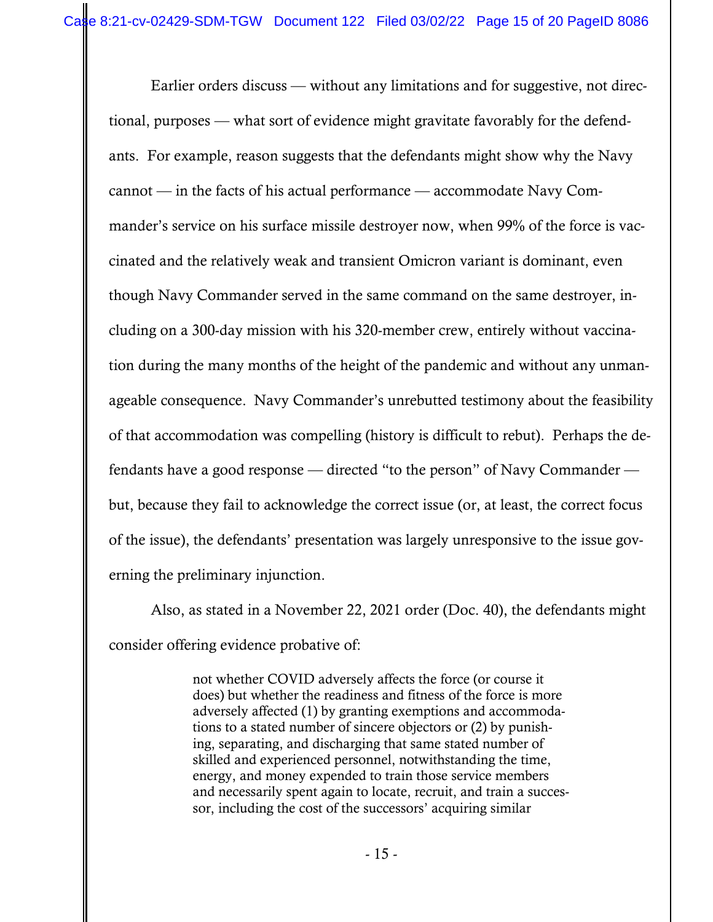Earlier orders discuss — without any limitations and for suggestive, not directional, purposes — what sort of evidence might gravitate favorably for the defendants. For example, reason suggests that the defendants might show why the Navy cannot — in the facts of his actual performance — accommodate Navy Commander's service on his surface missile destroyer now, when 99% of the force is vaccinated and the relatively weak and transient Omicron variant is dominant, even though Navy Commander served in the same command on the same destroyer, including on a 300-day mission with his 320-member crew, entirely without vaccination during the many months of the height of the pandemic and without any unmanageable consequence. Navy Commander's unrebutted testimony about the feasibility of that accommodation was compelling (history is difficult to rebut). Perhaps the defendants have a good response — directed "to the person" of Navy Commander — but, because they fail to acknowledge the correct issue (or, at least, the correct focus of the issue), the defendants' presentation was largely unresponsive to the issue governing the preliminary injunction.

Also, as stated in a November 22, 2021 order (Doc. 40), the defendants might consider offering evidence probative of:

> not whether COVID adversely affects the force (or course it does) but whether the readiness and fitness of the force is more adversely affected (1) by granting exemptions and accommodations to a stated number of sincere objectors or (2) by punishing, separating, and discharging that same stated number of skilled and experienced personnel, notwithstanding the time, energy, and money expended to train those service members and necessarily spent again to locate, recruit, and train a successor, including the cost of the successors' acquiring similar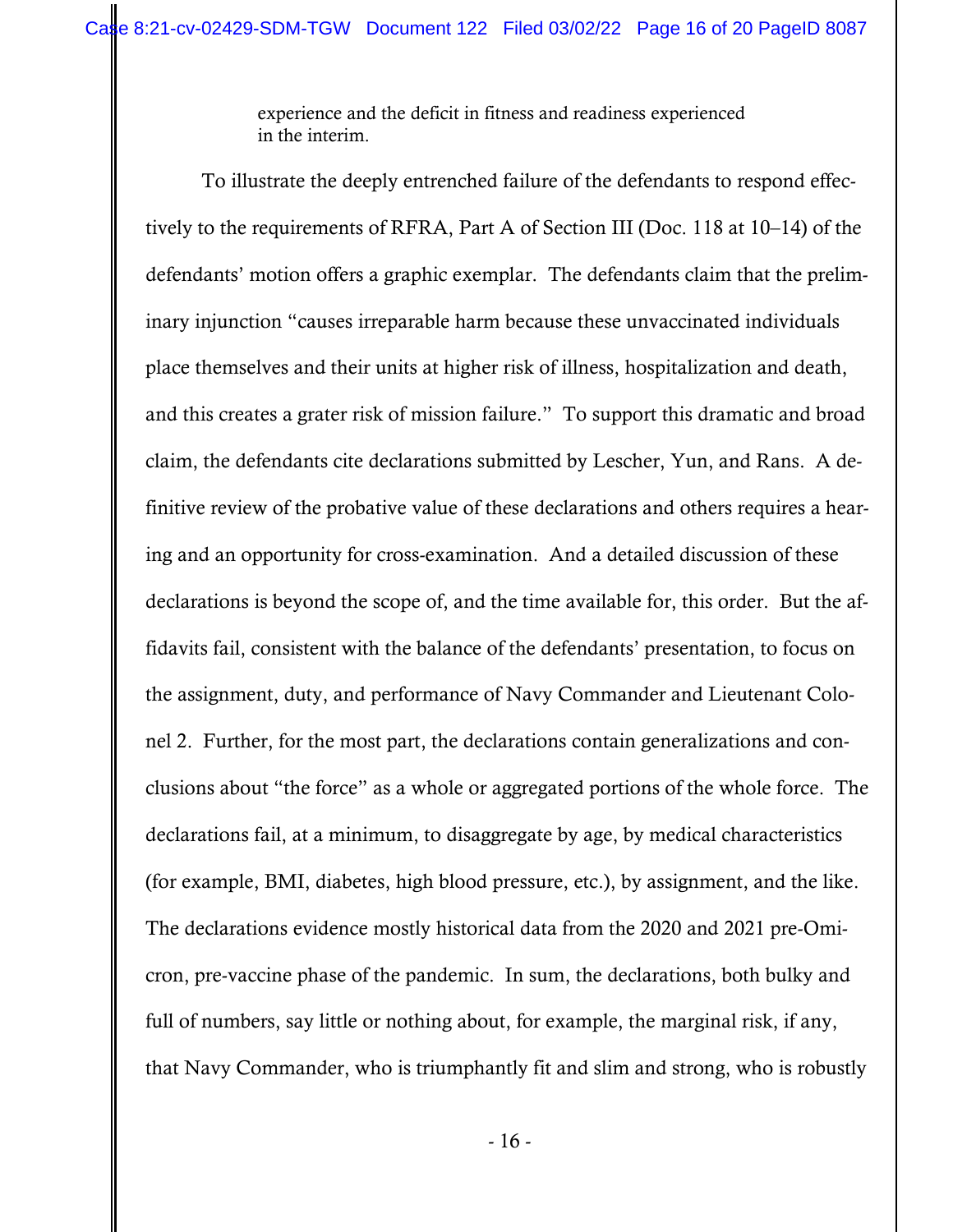experience and the deficit in fitness and readiness experienced in the interim.

To illustrate the deeply entrenched failure of the defendants to respond effectively to the requirements of RFRA, Part A of Section III (Doc. 118 at 10–14) of the defendants' motion offers a graphic exemplar. The defendants claim that the preliminary injunction "causes irreparable harm because these unvaccinated individuals place themselves and their units at higher risk of illness, hospitalization and death, and this creates a grater risk of mission failure." To support this dramatic and broad claim, the defendants cite declarations submitted by Lescher, Yun, and Rans. A definitive review of the probative value of these declarations and others requires a hearing and an opportunity for cross-examination. And a detailed discussion of these declarations is beyond the scope of, and the time available for, this order. But the affidavits fail, consistent with the balance of the defendants' presentation, to focus on the assignment, duty, and performance of Navy Commander and Lieutenant Colonel 2. Further, for the most part, the declarations contain generalizations and conclusions about "the force" as a whole or aggregated portions of the whole force. The declarations fail, at a minimum, to disaggregate by age, by medical characteristics (for example, BMI, diabetes, high blood pressure, etc.), by assignment, and the like. The declarations evidence mostly historical data from the 2020 and 2021 pre-Omicron, pre-vaccine phase of the pandemic. In sum, the declarations, both bulky and full of numbers, say little or nothing about, for example, the marginal risk, if any, that Navy Commander, who is triumphantly fit and slim and strong, who is robustly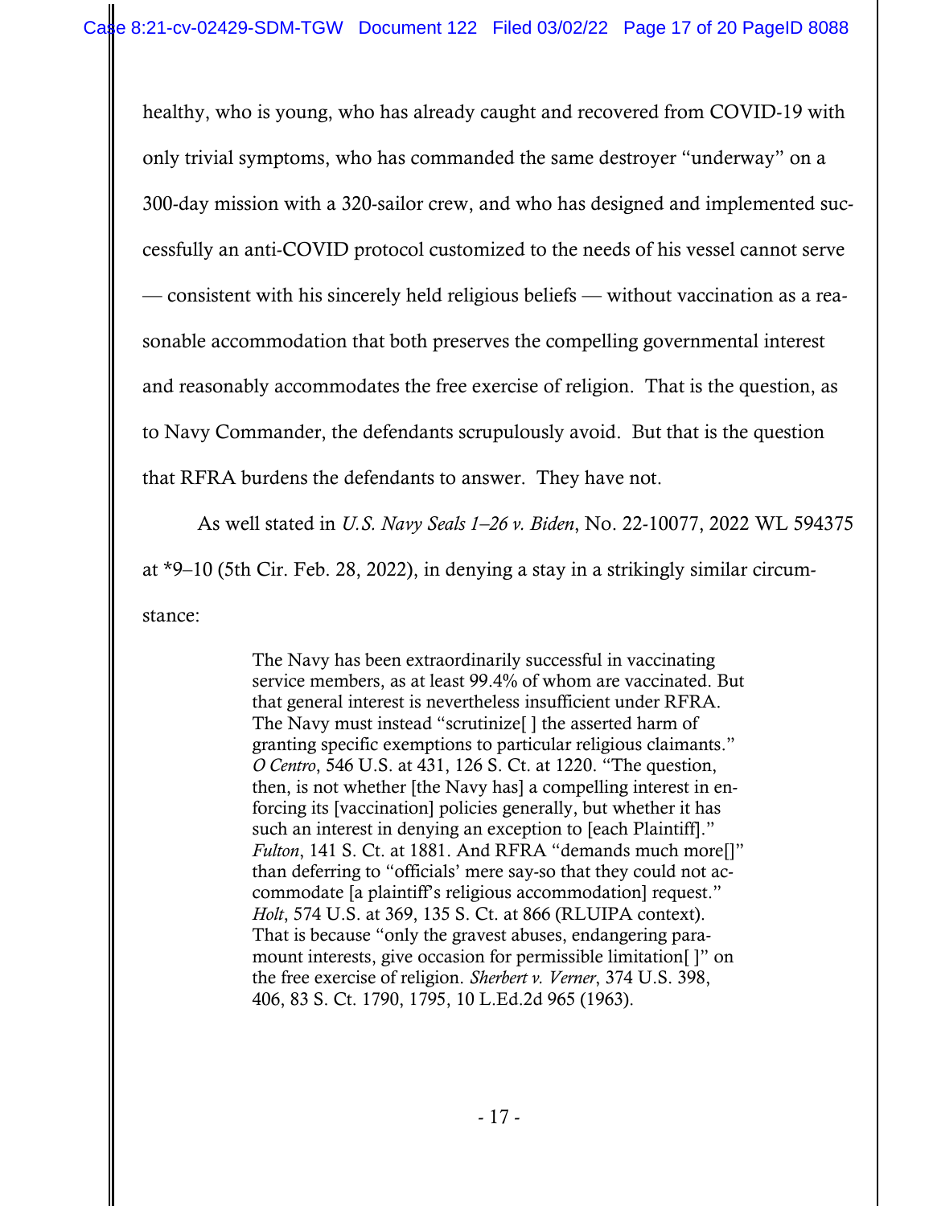healthy, who is young, who has already caught and recovered from COVID-19 with only trivial symptoms, who has commanded the same destroyer "underway" on a 300-day mission with a 320-sailor crew, and who has designed and implemented successfully an anti-COVID protocol customized to the needs of his vessel cannot serve — consistent with his sincerely held religious beliefs — without vaccination as a reasonable accommodation that both preserves the compelling governmental interest and reasonably accommodates the free exercise of religion. That is the question, as to Navy Commander, the defendants scrupulously avoid. But that is the question that RFRA burdens the defendants to answer. They have not.

As well stated in *U.S. Navy Seals 1–26 v. Biden*, No. 22-10077, 2022 WL 594375 at *9–10 (5th Cir. Feb. 28, 2022), in denying a stay in a strikingly similar circumstance:

> The Navy has been extraordinarily successful in vaccinating service members, as at least 99.4% of whom are vaccinated. But that general interest is nevertheless insufficient under RFRA. The Navy must instead "scrutinize[ ] the asserted harm of granting specific exemptions to particular religious claimants." *O Centro*, 546 U.S. at 431, 126 S. Ct. at 1220. "The question, then, is not whether [the Navy has] a compelling interest in enforcing its [vaccination] policies generally, but whether it has such an interest in denying an exception to [each Plaintiff]." *Fulton*, 141 S. Ct. at 1881. And RFRA "demands much more[]" than deferring to "officials' mere say-so that they could not accommodate [a plaintiff's religious accommodation] request." *Holt*, 574 U.S. at 369, 135 S. Ct. at 866 (RLUIPA context). That is because "only the gravest abuses, endangering paramount interests, give occasion for permissible limitation[ ]" on the free exercise of religion. *Sherbert v. Verner*, 374 U.S. 398, 406, 83 S. Ct. 1790, 1795, 10 L.Ed.2d 965 (1963).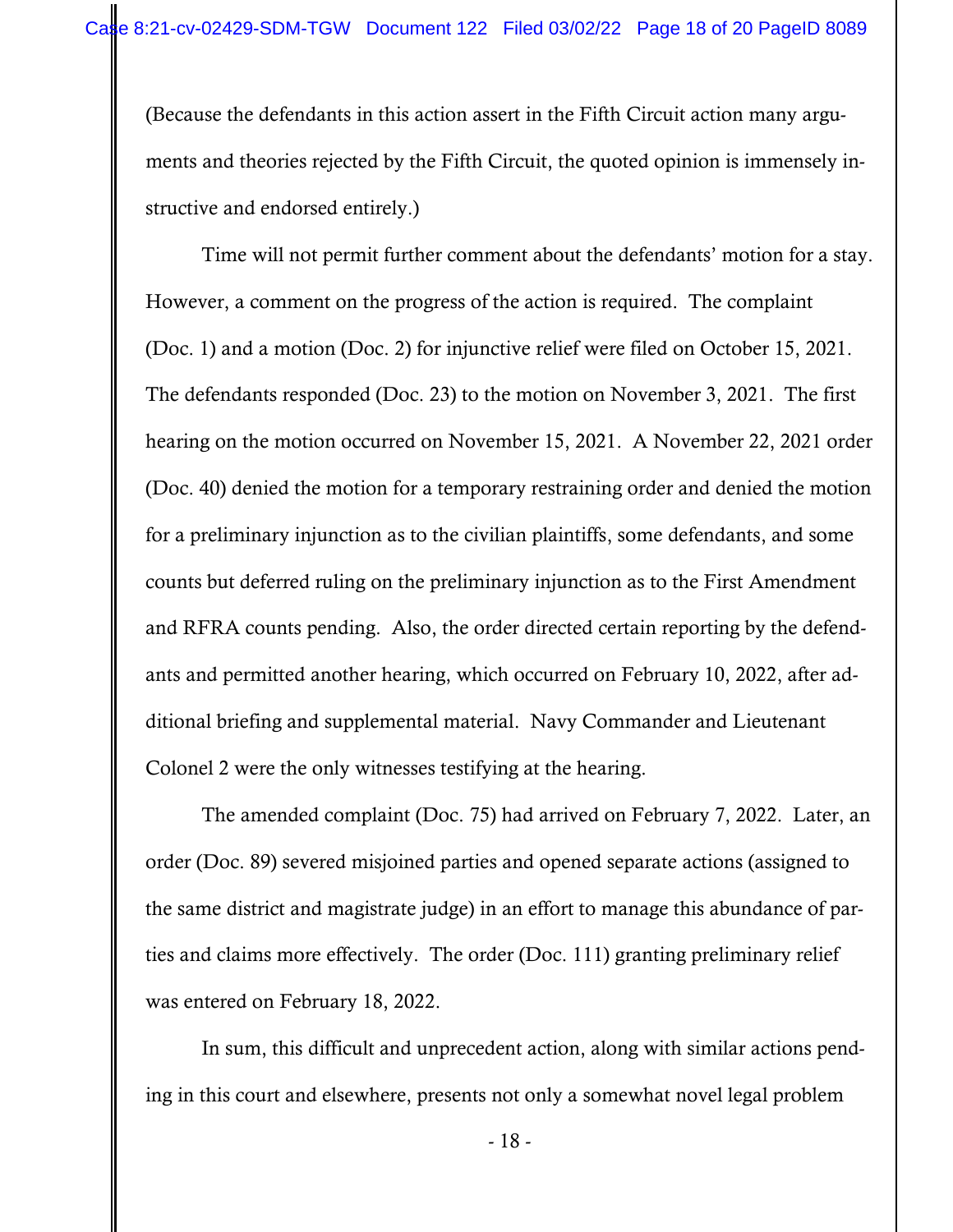(Because the defendants in this action assert in the Fifth Circuit action many arguments and theories rejected by the Fifth Circuit, the quoted opinion is immensely instructive and endorsed entirely.)

Time will not permit further comment about the defendants' motion for a stay. However, a comment on the progress of the action is required. The complaint (Doc. 1) and a motion (Doc. 2) for injunctive relief were filed on October 15, 2021. The defendants responded (Doc. 23) to the motion on November 3, 2021. The first hearing on the motion occurred on November 15, 2021. A November 22, 2021 order (Doc. 40) denied the motion for a temporary restraining order and denied the motion for a preliminary injunction as to the civilian plaintiffs, some defendants, and some counts but deferred ruling on the preliminary injunction as to the First Amendment and RFRA counts pending. Also, the order directed certain reporting by the defendants and permitted another hearing, which occurred on February 10, 2022, after additional briefing and supplemental material. Navy Commander and Lieutenant Colonel 2 were the only witnesses testifying at the hearing.

The amended complaint (Doc. 75) had arrived on February 7, 2022. Later, an order (Doc. 89) severed misjoined parties and opened separate actions (assigned to the same district and magistrate judge) in an effort to manage this abundance of parties and claims more effectively. The order (Doc. 111) granting preliminary relief was entered on February 18, 2022.

In sum, this difficult and unprecedent action, along with similar actions pending in this court and elsewhere, presents not only a somewhat novel legal problem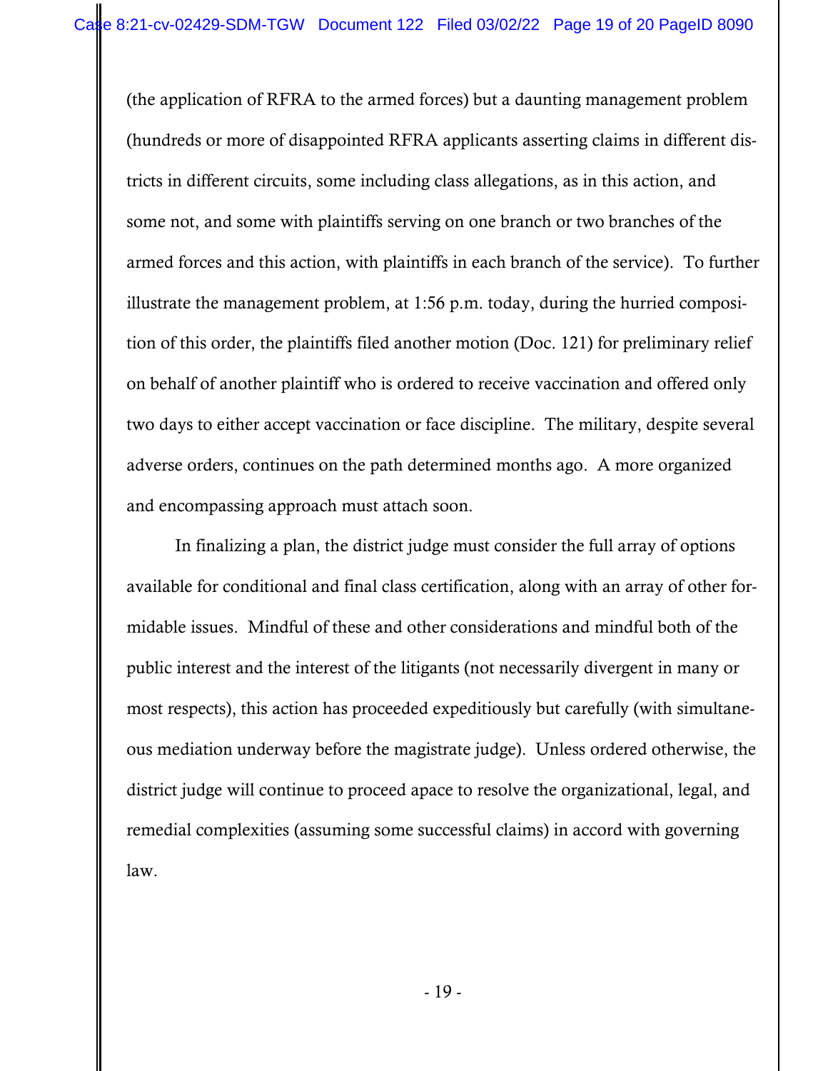(the application of RFRA to the armed forces) but a daunting management problem (hundreds or more of disappointed RFRA applicants asserting claims in different districts in different circuits, some including class allegations, as in this action, and some not, and some with plaintiffs serving on one branch or two branches of the armed forces and this action, with plaintiffs in each branch of the service). To further illustrate the management problem, at 1:56 p.m. today, during the hurried composition of this order, the plaintiffs filed another motion (Doc. 121) for preliminary relief on behalf of another plaintiff who is ordered to receive vaccination and offered only two days to either accept vaccination or face discipline. The military, despite several adverse orders, continues on the path determined months ago. A more organized and encompassing approach must attach soon.

In finalizing a plan, the district judge must consider the full array of options available for conditional and final class certification, along with an array of other formidable issues. Mindful of these and other considerations and mindful both of the public interest and the interest of the litigants (not necessarily divergent in many or most respects), this action has proceeded expeditiously but carefully (with simultaneous mediation underway before the magistrate judge). Unless ordered otherwise, the district judge will continue to proceed apace to resolve the organizational, legal, and remedial complexities (assuming some successful claims) in accord with governing law.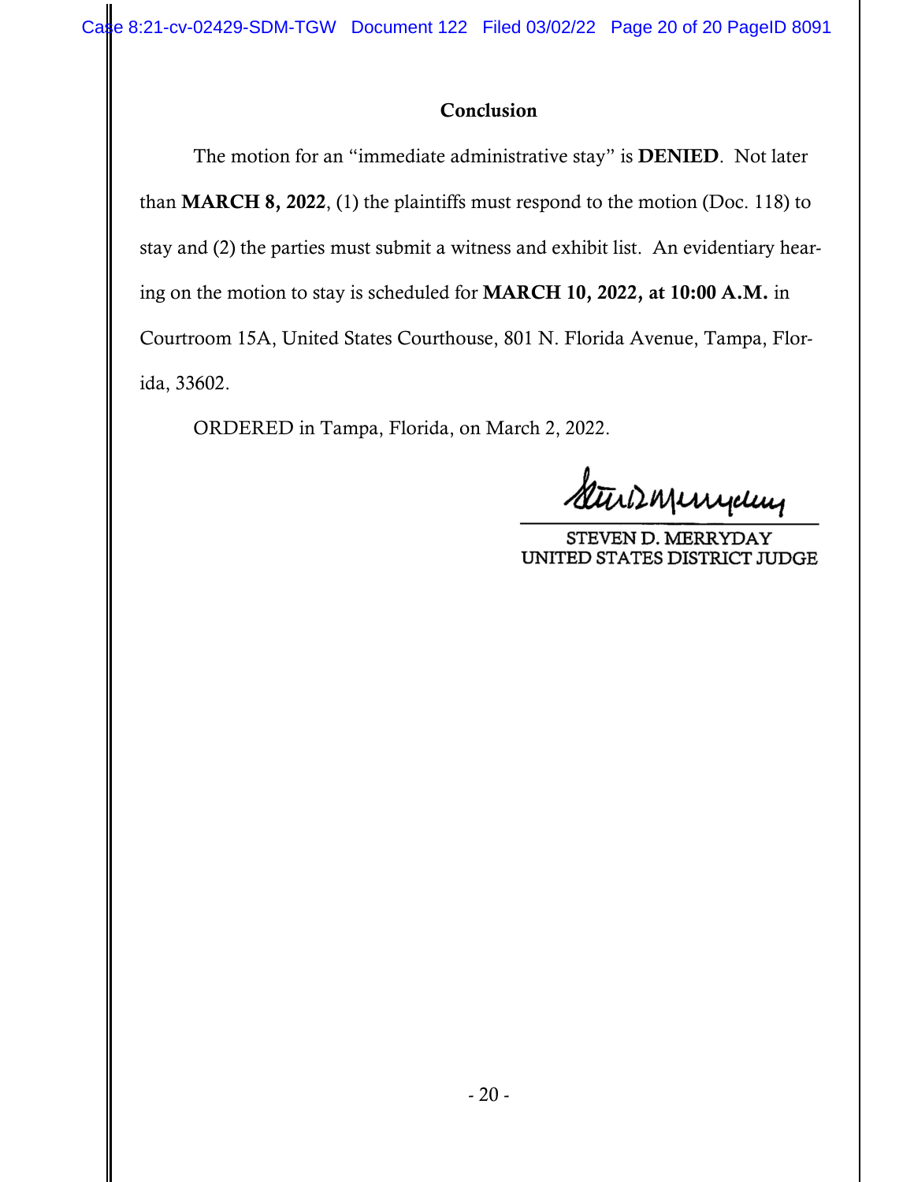## Conclusion

The motion for an "immediate administrative stay" is **DENIED**. Not later than **MARCH 8, 2022**, (1) the plaintiffs must respond to the motion (Doc. 118) to stay and (2) the parties must submit a witness and exhibit list. An evidentiary hearing on the motion to stay is scheduled for **MARCH 10, 2022, at 10:00 A.M.** in Courtroom 15A, United States Courthouse, 801 N. Florida Avenue, Tampa, Florida, 33602.

ORDERED in Tampa, Florida, on March 2, 2022.

STEVEN D. MERRYDAY
UNITED STATES DISTRICT JUDGE